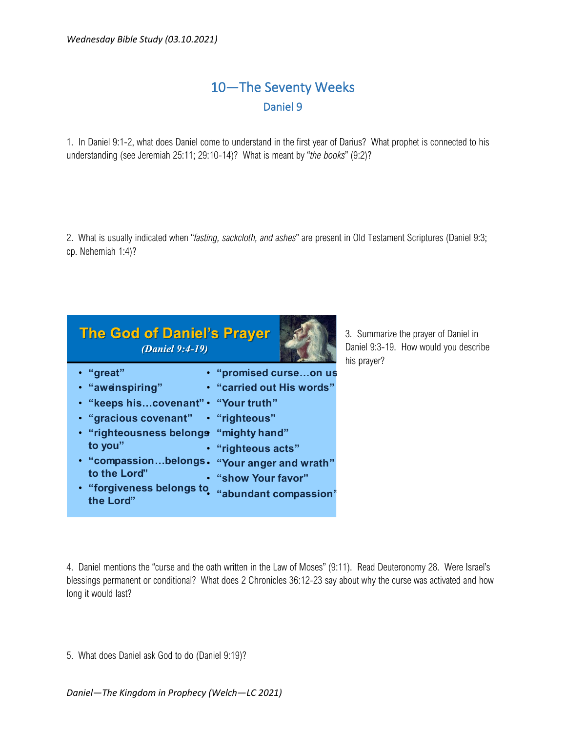# 10—The Seventy Weeks

## Daniel 9

1. In Daniel 9:1-2, what does Daniel come to understand in the first year of Darius? What prophet is connected to his understanding (see Jeremiah 25:11; 29:10-14)? What is meant by "*the books*" (9:2)?

2. What is usually indicated when "*fasting, sackcloth, and ashes*" are present in Old Testament Scriptures (Daniel 9:3; cp. Nehemiah 1:4)?

**The God of Daniel's Prayer**
*(Daniel 9:4-19)*

- **"great"**
- **"awe-inspiring"**
- **"keeps his…covenant"**
- **"gracious covenant"**
- **"righteousness belongs to you"**
- **"compassion…belongs to the Lord"**
- **"forgiveness belongs to the Lord"**
- **"promised curse…on us"**
- **"carried out His words"**
- **"Your truth"**
- **"righteous"**
- **"mighty hand"**
- **"righteous acts"**
- **"Your anger and wrath"**
- **"show Your favor"**
- **"abundant compassion"**

3. Summarize the prayer of Daniel in Daniel 9:3-19. How would you describe his prayer?

4. Daniel mentions the "curse and the oath written in the Law of Moses" (9:11). Read Deuteronomy 28. Were Israel's blessings permanent or conditional? What does 2 Chronicles 36:12-23 say about why the curse was activated and how long it would last?

5. What does Daniel ask God to do (Daniel 9:19)?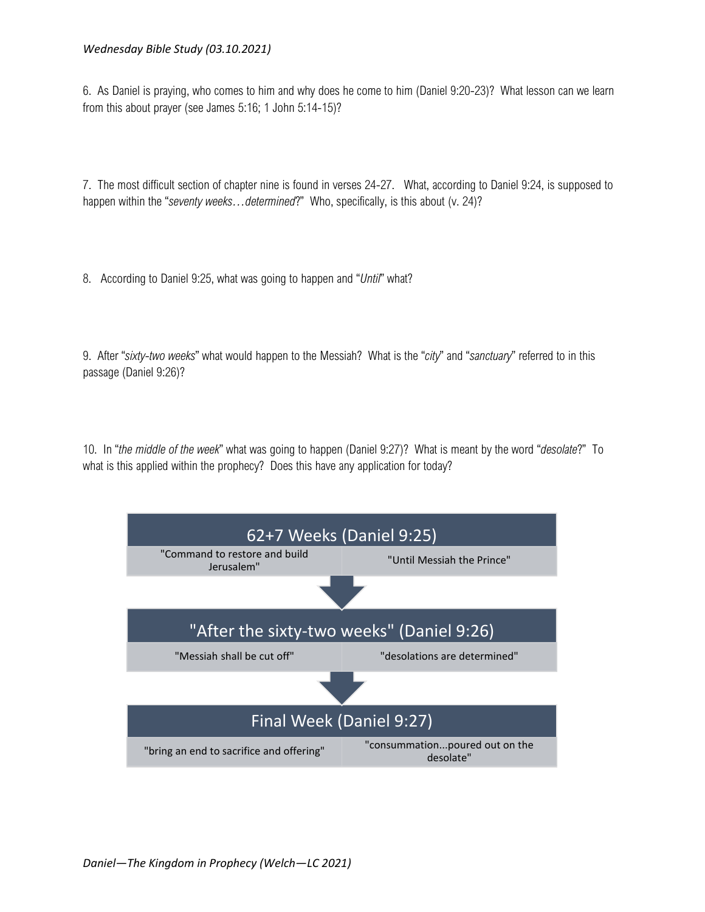6. As Daniel is praying, who comes to him and why does he come to him (Daniel 9:20-23)? What lesson can we learn from this about prayer (see James 5:16; 1 John 5:14-15)?

7. The most difficult section of chapter nine is found in verses 24-27. What, according to Daniel 9:24, is supposed to happen within the "*seventy weeks…determined*?" Who, specifically, is this about (v. 24)?

8. According to Daniel 9:25, what was going to happen and "*Until*" what?

9. After "*sixty-two weeks*" what would happen to the Messiah? What is the "*city*" and "*sanctuary*" referred to in this passage (Daniel 9:26)?

10. In "*the middle of the week*" what was going to happen (Daniel 9:27)? What is meant by the word "*desolate*?" To what is this applied within the prophecy? Does this have any application for today?

62+7 Weeks (Daniel 9:25)

"Command to restore and build Jerusalem"

"Until Messiah the Prince"

"After the sixty-two weeks" (Daniel 9:26)

"Messiah shall be cut off"

"desolations are determined"

Final Week (Daniel 9:27)

"bring an end to sacrifice and offering"

"consummation...poured out on the desolate"